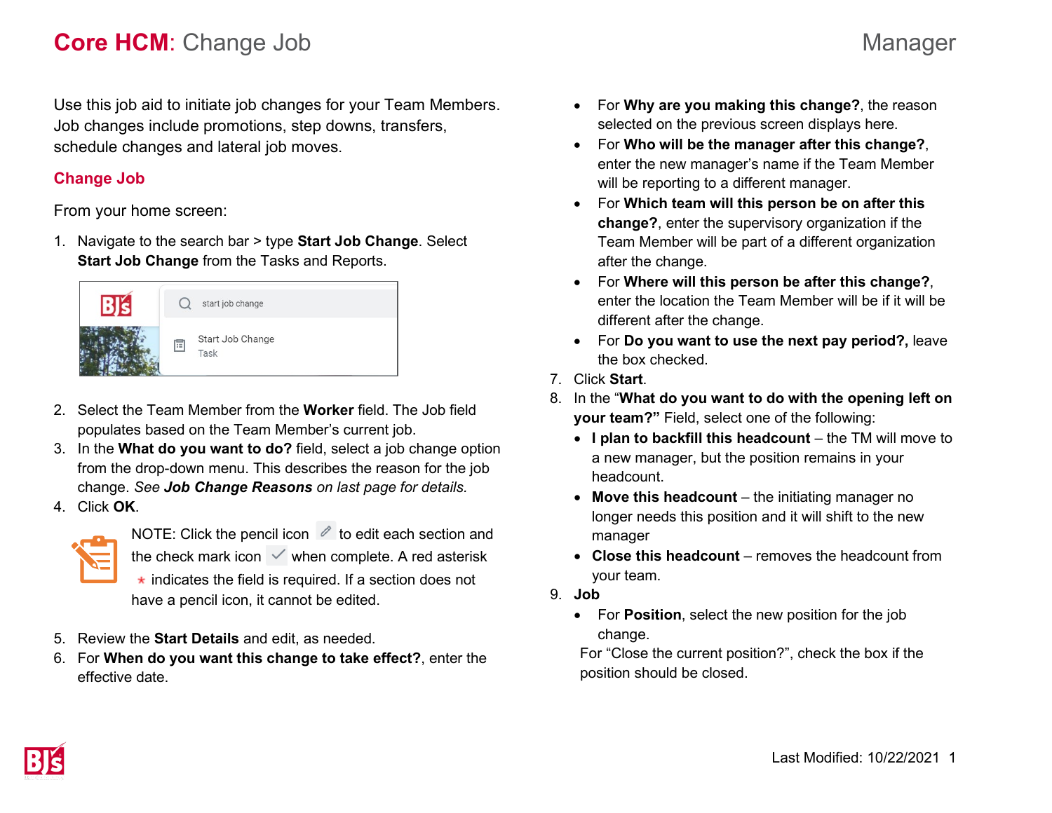# **Core HCM**: Change Job

Manager

Use this job aid to initiate job changes for your Team Members. Job changes include promotions, step downs, transfers, schedule changes and lateral job moves.

## Change Job

From your home screen:

1. Navigate to the search bar > type **Start Job Change**. Select **Start Job Change** from the Tasks and Reports.
2. Select the Team Member from the **Worker** field. The Job field populates based on the Team Member's current job.
3. In the **What do you want to do?** field, select a job change option from the drop-down menu. This describes the reason for the job change. *See **Job Change Reasons** on last page for details.*
4. Click **OK**.

NOTE: Click the pencil icon to edit each section and the check mark icon when complete. A red asterisk * indicates the field is required. If a section does not have a pencil icon, it cannot be edited.

5. Review the **Start Details** and edit, as needed.
6. For **When do you want this change to take effect?**, enter the effective date.
   - For **Why are you making this change?**, the reason selected on the previous screen displays here.
   - For **Who will be the manager after this change?**, enter the new manager's name if the Team Member will be reporting to a different manager.
   - For **Which team will this person be on after this change?**, enter the supervisory organization if the Team Member will be part of a different organization after the change.
   - For **Where will this person be after this change?**, enter the location the Team Member will be if it will be different after the change.
   - For **Do you want to use the next pay period?,** leave the box checked.
7. Click **Start**.
8. In the "**What do you want to do with the opening left on your team?"** Field, select one of the following:
   - **I plan to backfill this headcount** – the TM will move to a new manager, but the position remains in your headcount.
   - **Move this headcount** – the initiating manager no longer needs this position and it will shift to the new manager
   - **Close this headcount** – removes the headcount from your team.
9. **Job**
   - For **Position**, select the new position for the job change.

   For "Close the current position?", check the box if the position should be closed.

Last Modified: 10/22/2021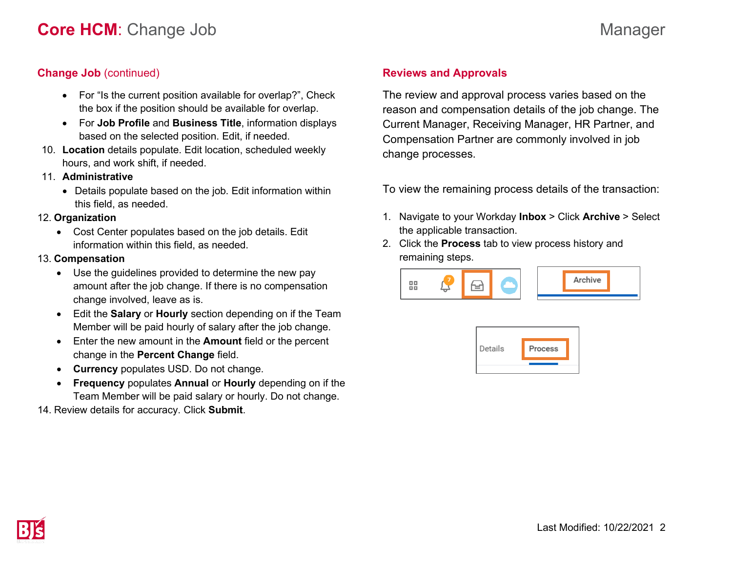# Core HCM: Change Job

## Change Job (continued)

- For "Is the current position available for overlap?", Check the box if the position should be available for overlap.
- For **Job Profile** and **Business Title**, information displays based on the selected position. Edit, if needed.

10. **Location** details populate. Edit location, scheduled weekly hours, and work shift, if needed.
11. **Administrative**
    - Details populate based on the job. Edit information within this field, as needed.
12. **Organization**
    - Cost Center populates based on the job details. Edit information within this field, as needed.
13. **Compensation**
    - Use the guidelines provided to determine the new pay amount after the job change. If there is no compensation change involved, leave as is.
    - Edit the **Salary** or **Hourly** section depending on if the Team Member will be paid hourly of salary after the job change.
    - Enter the new amount in the **Amount** field or the percent change in the **Percent Change** field.
    - **Currency** populates USD. Do not change.
    - **Frequency** populates **Annual** or **Hourly** depending on if the Team Member will be paid salary or hourly. Do not change.
14. Review details for accuracy. Click **Submit**.

## Reviews and Approvals

The review and approval process varies based on the reason and compensation details of the job change. The Current Manager, Receiving Manager, HR Partner, and Compensation Partner are commonly involved in job change processes.

To view the remaining process details of the transaction:

1. Navigate to your Workday **Inbox** > Click **Archive** > Select the applicable transaction.
2. Click the **Process** tab to view process history and remaining steps.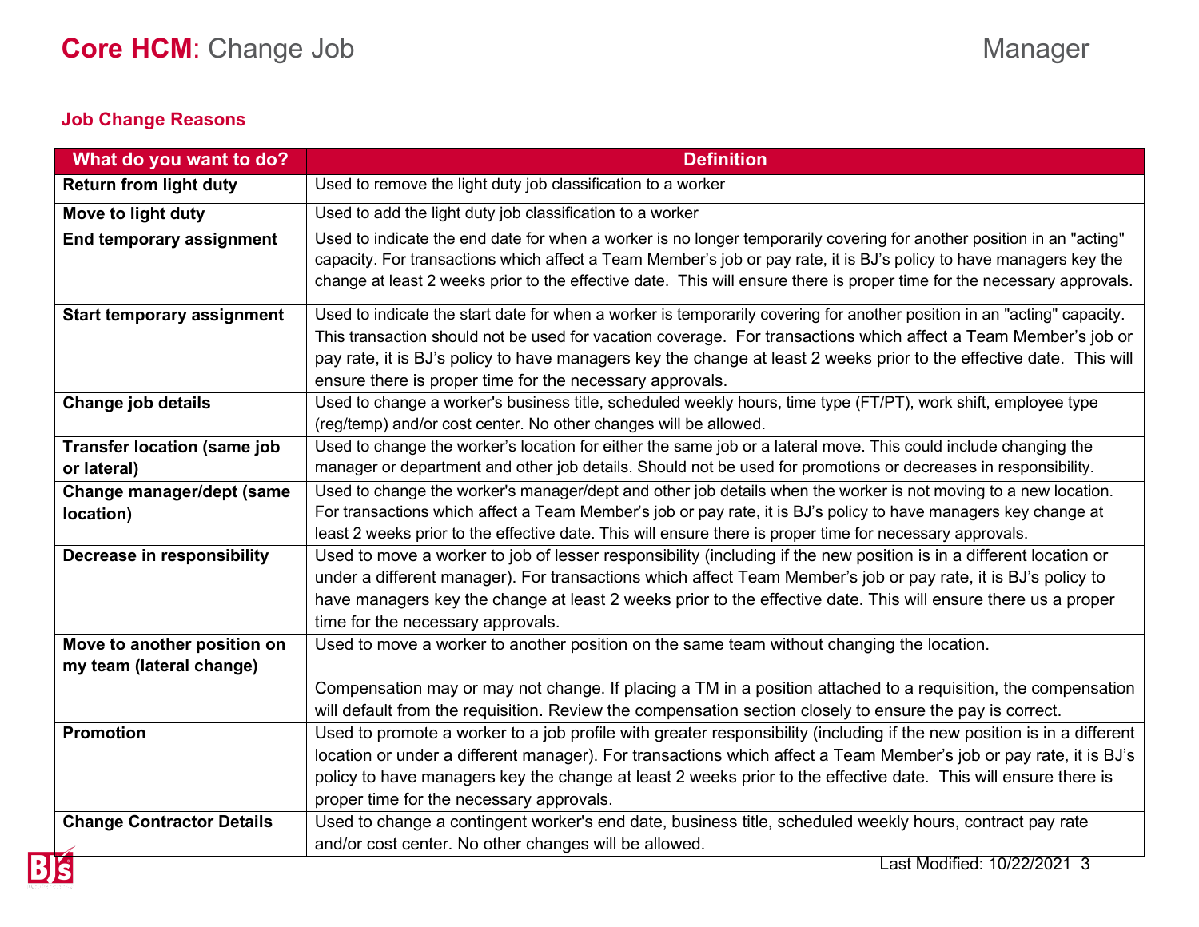## Job Change Reasons

| What do you want to do? | Definition |
|---|---|
| **Return from light duty** | Used to remove the light duty job classification to a worker |
| **Move to light duty** | Used to add the light duty job classification to a worker |
| **End temporary assignment** | Used to indicate the end date for when a worker is no longer temporarily covering for another position in an "acting" capacity. For transactions which affect a Team Member's job or pay rate, it is BJ's policy to have managers key the change at least 2 weeks prior to the effective date. This will ensure there is proper time for the necessary approvals. |
| **Start temporary assignment** | Used to indicate the start date for when a worker is temporarily covering for another position in an "acting" capacity. This transaction should not be used for vacation coverage. For transactions which affect a Team Member's job or pay rate, it is BJ's policy to have managers key the change at least 2 weeks prior to the effective date. This will ensure there is proper time for the necessary approvals. |
| **Change job details** | Used to change a worker's business title, scheduled weekly hours, time type (FT/PT), work shift, employee type (reg/temp) and/or cost center. No other changes will be allowed. |
| **Transfer location (same job or lateral)** | Used to change the worker's location for either the same job or a lateral move. This could include changing the manager or department and other job details. Should not be used for promotions or decreases in responsibility. |
| **Change manager/dept (same location)** | Used to change the worker's manager/dept and other job details when the worker is not moving to a new location. For transactions which affect a Team Member's job or pay rate, it is BJ's policy to have managers key change at least 2 weeks prior to the effective date. This will ensure there is proper time for necessary approvals. |
| **Decrease in responsibility** | Used to move a worker to job of lesser responsibility (including if the new position is in a different location or under a different manager). For transactions which affect Team Member's job or pay rate, it is BJ's policy to have managers key the change at least 2 weeks prior to the effective date. This will ensure there us a proper time for the necessary approvals. |
| **Move to another position on my team (lateral change)** | Used to move a worker to another position on the same team without changing the location.<br><br>Compensation may or may not change. If placing a TM in a position attached to a requisition, the compensation will default from the requisition. Review the compensation section closely to ensure the pay is correct. |
| **Promotion** | Used to promote a worker to a job profile with greater responsibility (including if the new position is in a different location or under a different manager). For transactions which affect a Team Member's job or pay rate, it is BJ's policy to have managers key the change at least 2 weeks prior to the effective date. This will ensure there is proper time for the necessary approvals. |
| **Change Contractor Details** | Used to change a contingent worker's end date, business title, scheduled weekly hours, contract pay rate and/or cost center. No other changes will be allowed. |